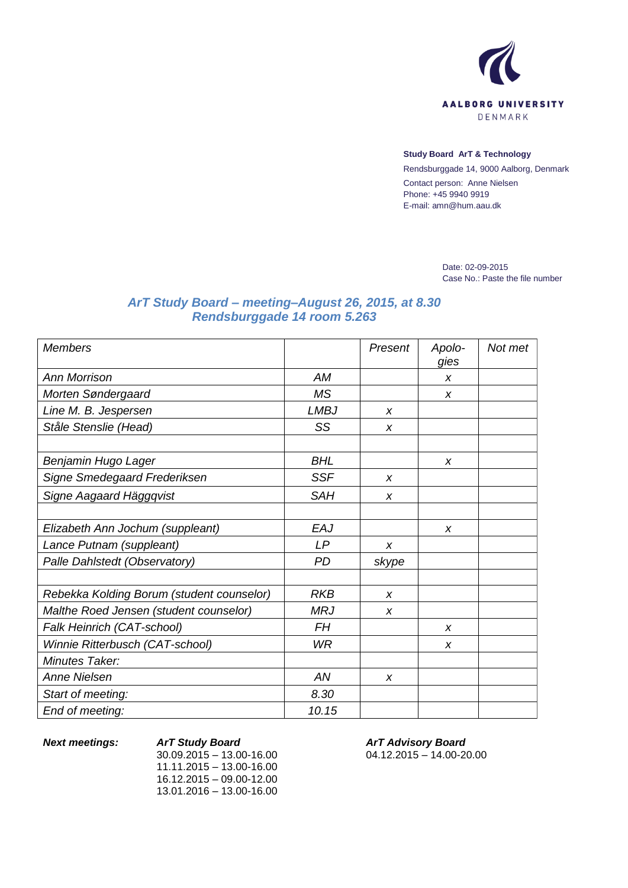AALBORG UNIVERSITY
DENMARK

**Study Board ArT & Technology**
Rendsburggade 14, 9000 Aalborg, Denmark
Contact person: Anne Nielsen
Phone: +45 9940 9919
E-mail: amn@hum.aau.dk

Date: 02-09-2015
Case No.: Paste the file number

## *ArT Study Board – meeting–August 26, 2015, at 8.30 Rendsburggade 14 room 5.263*

| *Members* | | *Present* | *Apolo-gies* | *Not met* |
|---|---|---|---|---|
| *Ann Morrison* | *AM* | | *x* | |
| *Morten Søndergaard* | *MS* | | *x* | |
| *Line M. B. Jespersen* | *LMBJ* | *x* | | |
| *Ståle Stenslie (Head)* | *SS* | *x* | | |
| | | | | |
| *Benjamin Hugo Lager* | *BHL* | | *x* | |
| *Signe Smedegaard Frederiksen* | *SSF* | *x* | | |
| *Signe Aagaard Häggqvist* | *SAH* | *x* | | |
| | | | | |
| *Elizabeth Ann Jochum (suppleant)* | *EAJ* | | *x* | |
| *Lance Putnam (suppleant)* | *LP* | *x* | | |
| *Palle Dahlstedt (Observatory)* | *PD* | *skype* | | |
| | | | | |
| *Rebekka Kolding Borum (student counselor)* | *RKB* | *x* | | |
| *Malthe Roed Jensen (student counselor)* | *MRJ* | *x* | | |
| *Falk Heinrich (CAT-school)* | *FH* | | *x* | |
| *Winnie Ritterbusch (CAT-school)* | *WR* | | *x* | |
| *Minutes Taker:* | | | | |
| *Anne Nielsen* | *AN* | *x* | | |
| *Start of meeting:* | *8.30* | | | |
| *End of meeting:* | *10.15* | | | |

***Next meetings:***

***ArT Study Board***
30.09.2015 – 13.00-16.00
11.11.2015 – 13.00-16.00
16.12.2015 – 09.00-12.00
13.01.2016 – 13.00-16.00

***ArT Advisory Board***
04.12.2015 – 14.00-20.00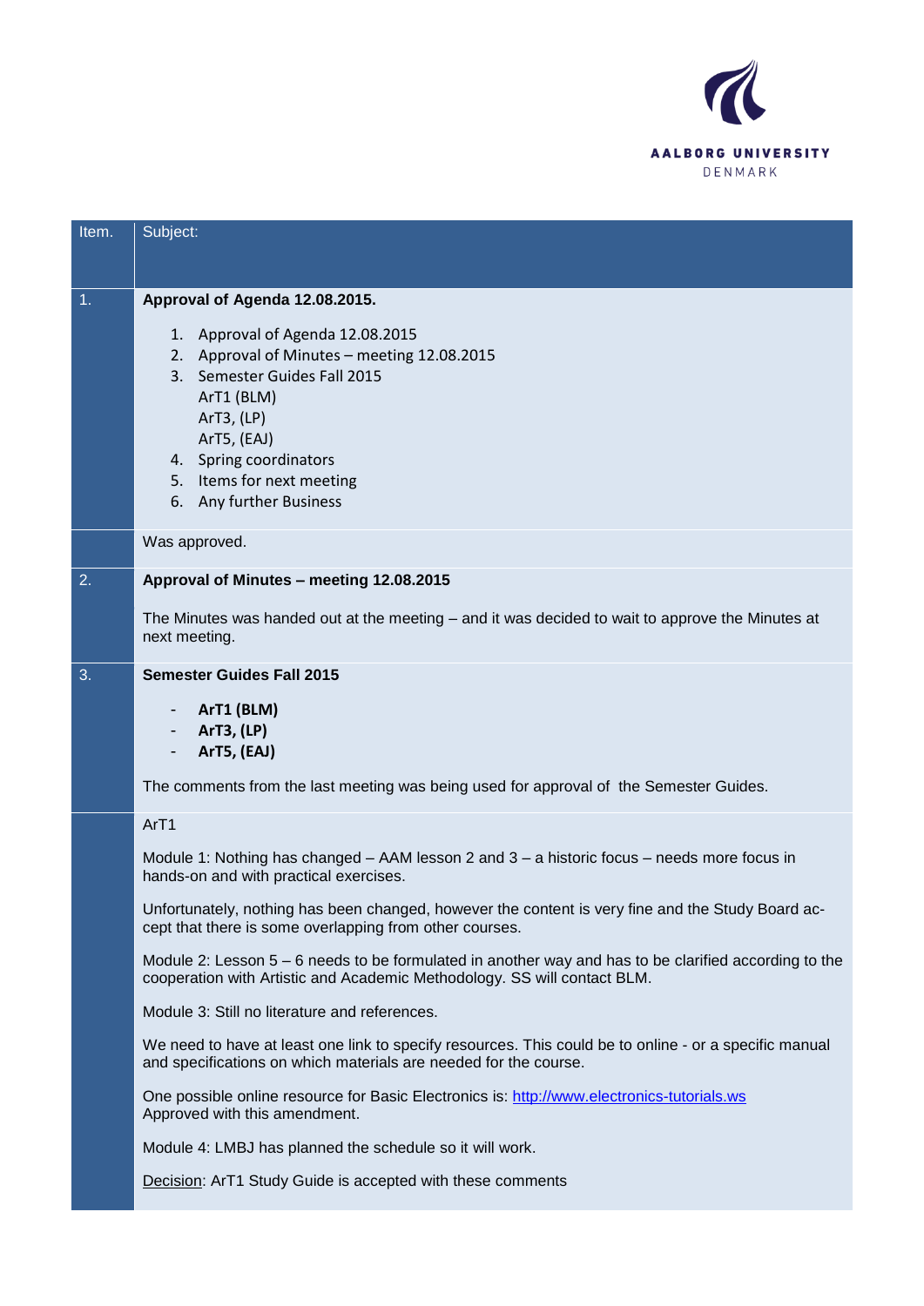| Item. | Subject: |
|---|---|
| 1. | **Approval of Agenda 12.08.2015.**<br><br>1. Approval of Agenda 12.08.2015<br>2. Approval of Minutes – meeting 12.08.2015<br>3. Semester Guides Fall 2015<br>ArT1 (BLM)<br>ArT3, (LP)<br>ArT5, (EAJ)<br>4. Spring coordinators<br>5. Items for next meeting<br>6. Any further Business |
| | Was approved. |
| 2. | **Approval of Minutes – meeting 12.08.2015**<br><br>The Minutes was handed out at the meeting – and it was decided to wait to approve the Minutes at next meeting. |
| 3. | **Semester Guides Fall 2015**<br><br>- **ArT1 (BLM)**<br>- **ArT3, (LP)**<br>- **ArT5, (EAJ)**<br><br>The comments from the last meeting was being used for approval of the Semester Guides. |
| | ArT1<br><br>Module 1: Nothing has changed – AAM lesson 2 and 3 – a historic focus – needs more focus in hands-on and with practical exercises.<br><br>Unfortunately, nothing has been changed, however the content is very fine and the Study Board accept that there is some overlapping from other courses.<br><br>Module 2: Lesson 5 – 6 needs to be formulated in another way and has to be clarified according to the cooperation with Artistic and Academic Methodology. SS will contact BLM.<br><br>Module 3: Still no literature and references.<br><br>We need to have at least one link to specify resources. This could be to online - or a specific manual and specifications on which materials are needed for the course.<br><br>One possible online resource for Basic Electronics is: http://www.electronics-tutorials.ws<br>Approved with this amendment.<br><br>Module 4: LMBJ has planned the schedule so it will work.<br><br>Decision: ArT1 Study Guide is accepted with these comments |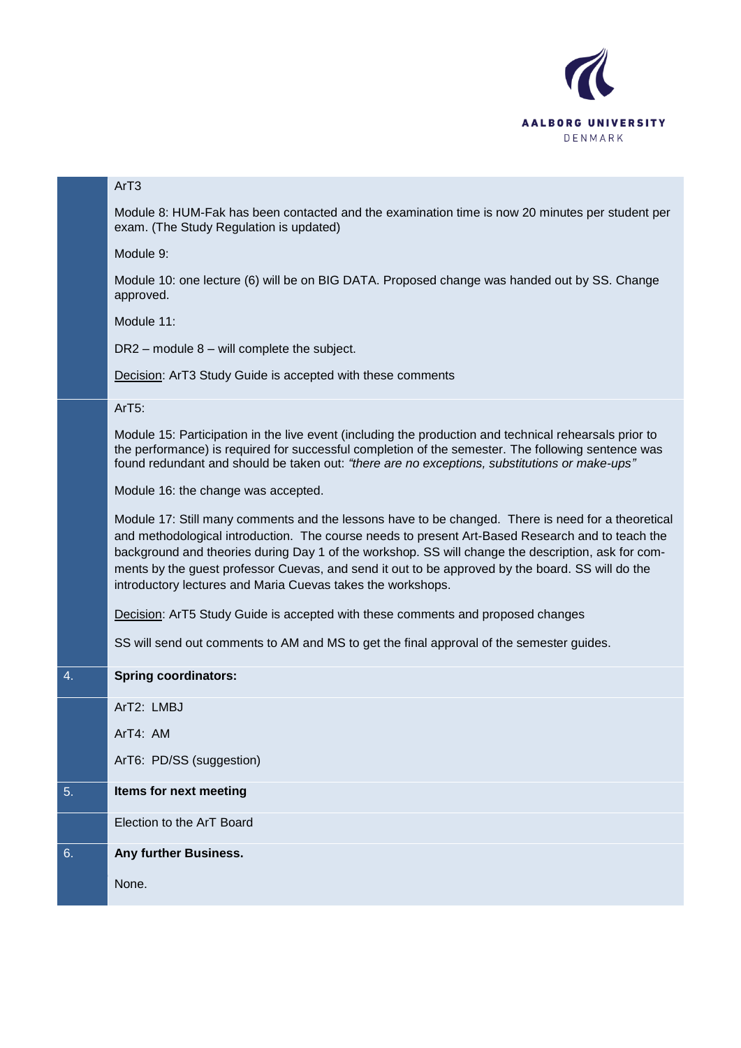| | |
|---|---|
| | ArT3 |
| | Module 8: HUM-Fak has been contacted and the examination time is now 20 minutes per student per exam. (The Study Regulation is updated) |
| | Module 9: |
| | Module 10: one lecture (6) will be on BIG DATA. Proposed change was handed out by SS. Change approved. |
| | Module 11: |
| | DR2 – module 8 – will complete the subject. |
| | Decision: ArT3 Study Guide is accepted with these comments |
| | ArT5: |
| | Module 15: Participation in the live event (including the production and technical rehearsals prior to the performance) is required for successful completion of the semester. The following sentence was found redundant and should be taken out: *"there are no exceptions, substitutions or make-ups"* |
| | Module 16: the change was accepted. |
| | Module 17: Still many comments and the lessons have to be changed. There is need for a theoretical and methodological introduction. The course needs to present Art-Based Research and to teach the background and theories during Day 1 of the workshop. SS will change the description, ask for comments by the guest professor Cuevas, and send it out to be approved by the board. SS will do the introductory lectures and Maria Cuevas takes the workshops. |
| | Decision: ArT5 Study Guide is accepted with these comments and proposed changes |
| | SS will send out comments to AM and MS to get the final approval of the semester guides. |
| 4. | **Spring coordinators:** |
| | ArT2: LMBJ<br>ArT4: AM<br>ArT6: PD/SS (suggestion) |
| 5. | **Items for next meeting** |
| | Election to the ArT Board |
| 6. | **Any further Business.** |
| | None. |